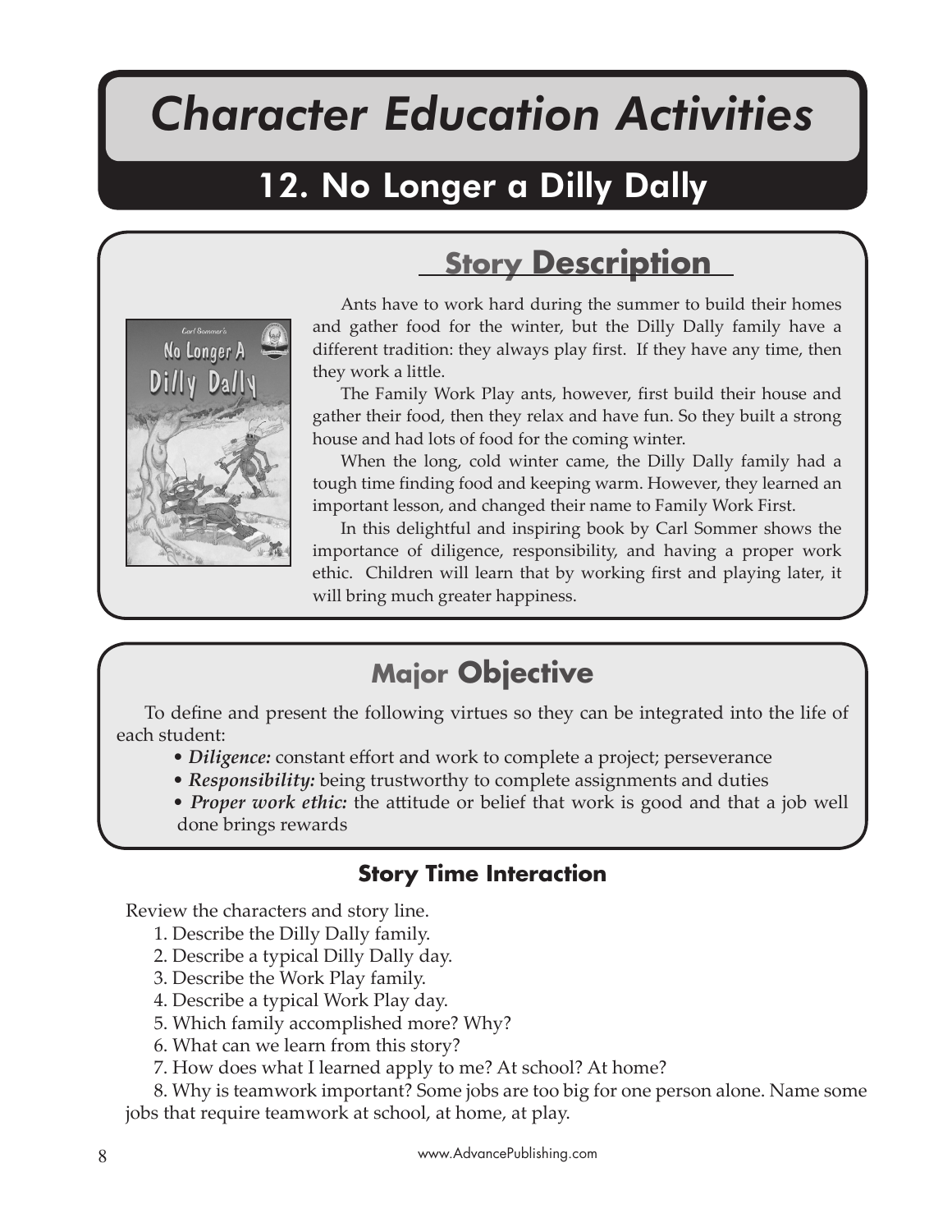# Character Education Activities

## 12. No Longer a Dilly Dally

### Story Description

Ants have to work hard during the summer to build their homes and gather food for the winter, but the Dilly Dally family have a different tradition: they always play first. If they have any time, then they work a little.

The Family Work Play ants, however, first build their house and gather their food, then they relax and have fun. So they built a strong house and had lots of food for the coming winter.

When the long, cold winter came, the Dilly Dally family had a tough time finding food and keeping warm. However, they learned an important lesson, and changed their name to Family Work First.

In this delightful and inspiring book by Carl Sommer shows the importance of diligence, responsibility, and having a proper work ethic. Children will learn that by working first and playing later, it will bring much greater happiness.

### Major Objective

To define and present the following virtues so they can be integrated into the life of each student:

- ***Diligence:*** constant effort and work to complete a project; perseverance
- ***Responsibility:*** being trustworthy to complete assignments and duties
- ***Proper work ethic:*** the attitude or belief that work is good and that a job well done brings rewards

### Story Time Interaction

Review the characters and story line.

1. Describe the Dilly Dally family.
2. Describe a typical Dilly Dally day.
3. Describe the Work Play family.
4. Describe a typical Work Play day.
5. Which family accomplished more? Why?
6. What can we learn from this story?
7. How does what I learned apply to me? At school? At home?
8. Why is teamwork important? Some jobs are too big for one person alone. Name some jobs that require teamwork at school, at home, at play.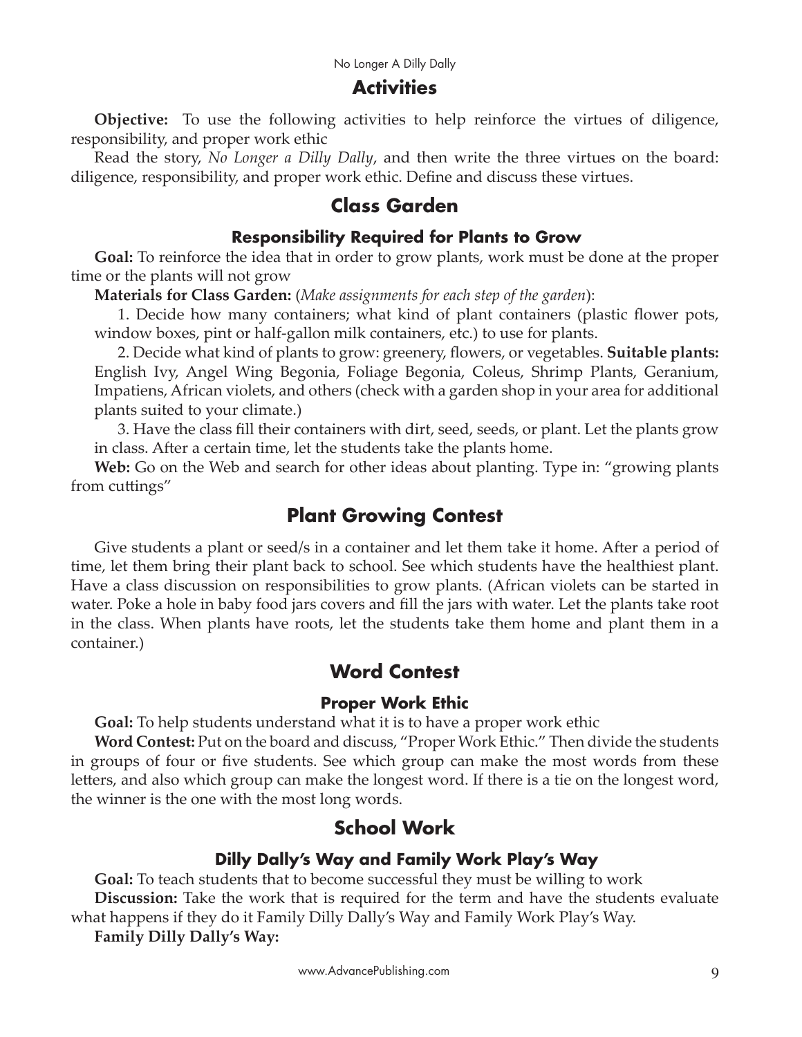# Activities

**Objective:** To use the following activities to help reinforce the virtues of diligence, responsibility, and proper work ethic

Read the story, *No Longer a Dilly Dally*, and then write the three virtues on the board: diligence, responsibility, and proper work ethic. Define and discuss these virtues.

## Class Garden

### Responsibility Required for Plants to Grow

**Goal:** To reinforce the idea that in order to grow plants, work must be done at the proper time or the plants will not grow

**Materials for Class Garden:** (*Make assignments for each step of the garden*):

1. Decide how many containers; what kind of plant containers (plastic flower pots, window boxes, pint or half-gallon milk containers, etc.) to use for plants.
2. Decide what kind of plants to grow: greenery, flowers, or vegetables. **Suitable plants:** English Ivy, Angel Wing Begonia, Foliage Begonia, Coleus, Shrimp Plants, Geranium, Impatiens, African violets, and others (check with a garden shop in your area for additional plants suited to your climate.)
3. Have the class fill their containers with dirt, seed, seeds, or plant. Let the plants grow in class. After a certain time, let the students take the plants home.

**Web:** Go on the Web and search for other ideas about planting. Type in: "growing plants from cuttings"

## Plant Growing Contest

Give students a plant or seed/s in a container and let them take it home. After a period of time, let them bring their plant back to school. See which students have the healthiest plant. Have a class discussion on responsibilities to grow plants. (African violets can be started in water. Poke a hole in baby food jars covers and fill the jars with water. Let the plants take root in the class. When plants have roots, let the students take them home and plant them in a container.)

## Word Contest

### Proper Work Ethic

**Goal:** To help students understand what it is to have a proper work ethic

**Word Contest:** Put on the board and discuss, "Proper Work Ethic." Then divide the students in groups of four or five students. See which group can make the most words from these letters, and also which group can make the longest word. If there is a tie on the longest word, the winner is the one with the most long words.

## School Work

### Dilly Dally's Way and Family Work Play's Way

**Goal:** To teach students that to become successful they must be willing to work

**Discussion:** Take the work that is required for the term and have the students evaluate what happens if they do it Family Dilly Dally's Way and Family Work Play's Way.

**Family Dilly Dally's Way:**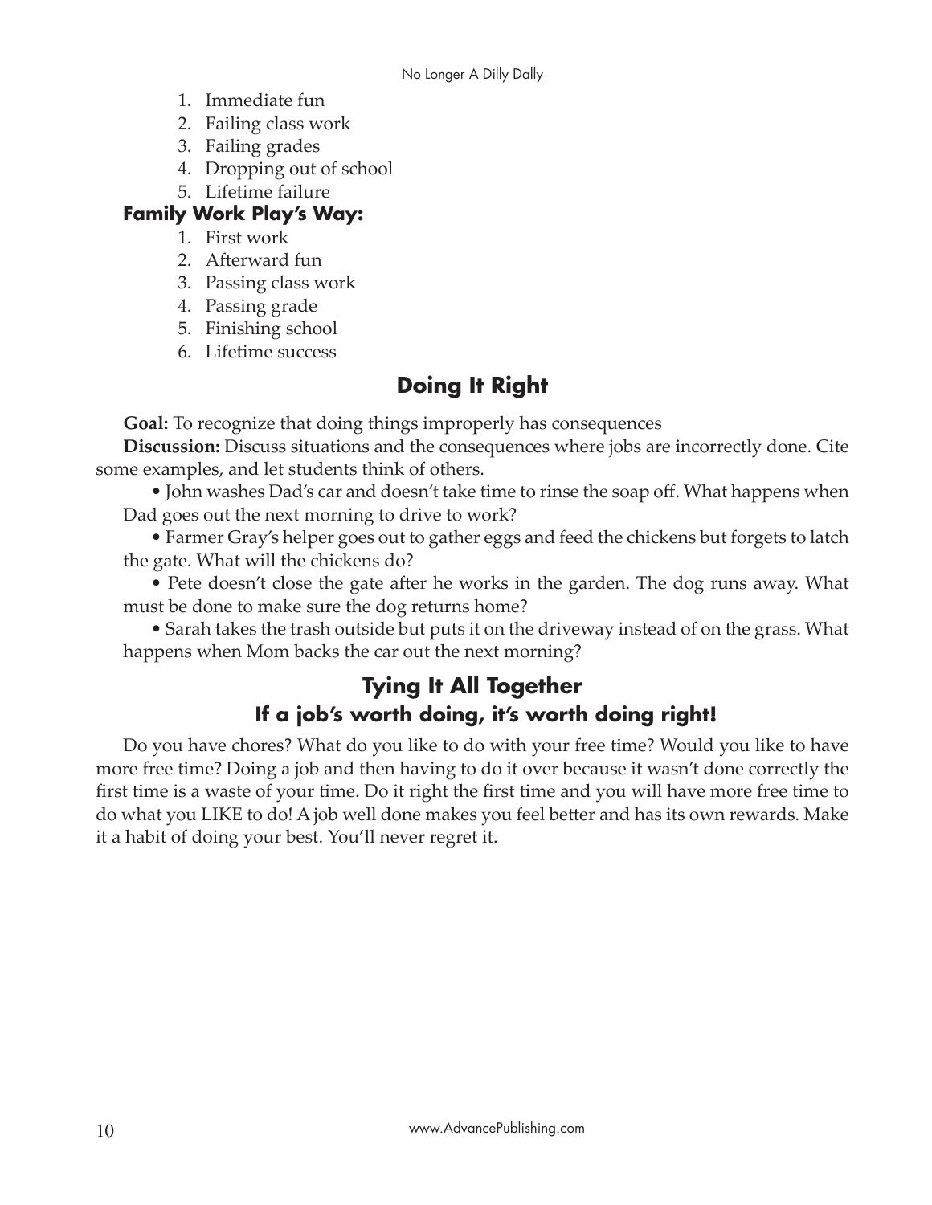1. Immediate fun
2. Failing class work
3. Failing grades
4. Dropping out of school
5. Lifetime failure

**Family Work Play's Way:**

1. First work
2. Afterward fun
3. Passing class work
4. Passing grade
5. Finishing school
6. Lifetime success

## Doing It Right

**Goal:** To recognize that doing things improperly has consequences

**Discussion:** Discuss situations and the consequences where jobs are incorrectly done. Cite some examples, and let students think of others.

- John washes Dad's car and doesn't take time to rinse the soap off. What happens when Dad goes out the next morning to drive to work?
- Farmer Gray's helper goes out to gather eggs and feed the chickens but forgets to latch the gate. What will the chickens do?
- Pete doesn't close the gate after he works in the garden. The dog runs away. What must be done to make sure the dog returns home?
- Sarah takes the trash outside but puts it on the driveway instead of on the grass. What happens when Mom backs the car out the next morning?

## Tying It All Together

### If a job's worth doing, it's worth doing right!

Do you have chores? What do you like to do with your free time? Would you like to have more free time? Doing a job and then having to do it over because it wasn't done correctly the first time is a waste of your time. Do it right the first time and you will have more free time to do what you LIKE to do! A job well done makes you feel better and has its own rewards. Make it a habit of doing your best. You'll never regret it.